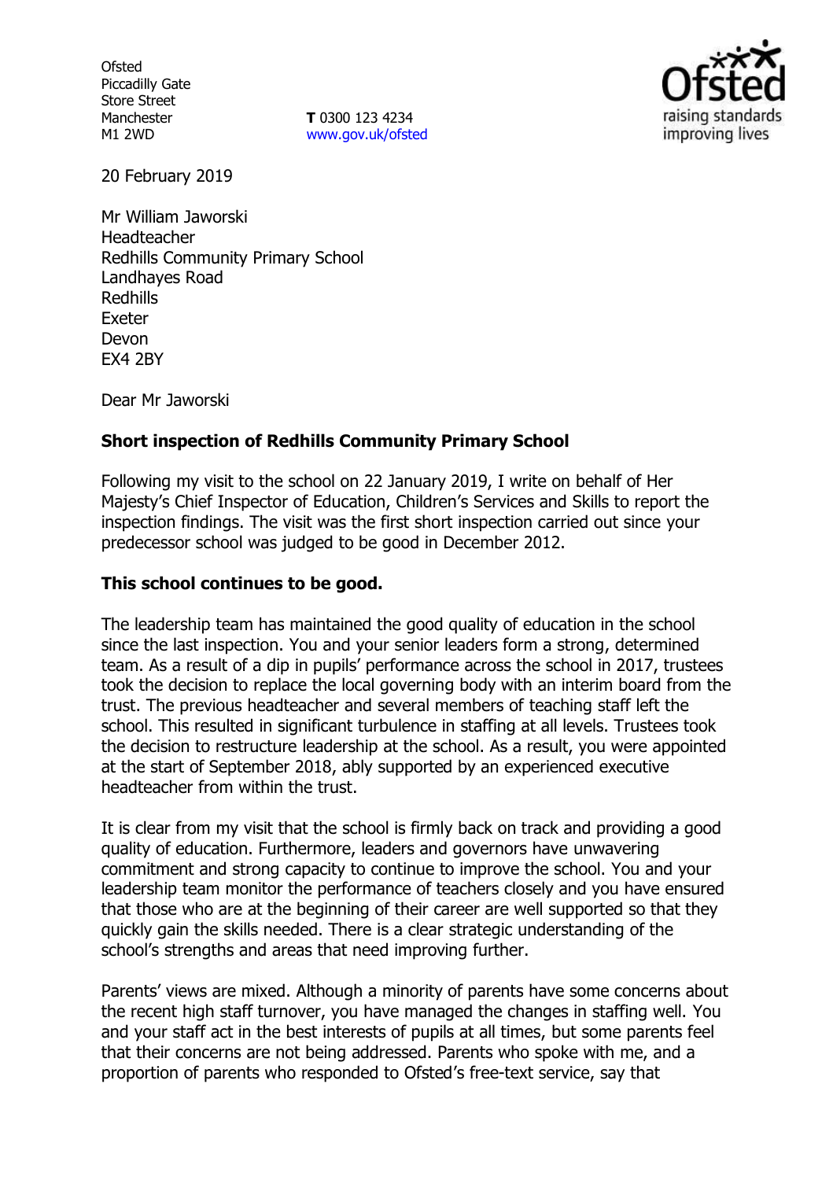Ofsted
Piccadilly Gate
Store Street
Manchester
M1 2WD

**T** 0300 123 4234
www.gov.uk/ofsted

20 February 2019

Mr William Jaworski
Headteacher
Redhills Community Primary School
Landhayes Road
Redhills
Exeter
Devon
EX4 2BY

Dear Mr Jaworski

**Short inspection of Redhills Community Primary School**

Following my visit to the school on 22 January 2019, I write on behalf of Her Majesty's Chief Inspector of Education, Children's Services and Skills to report the inspection findings. The visit was the first short inspection carried out since your predecessor school was judged to be good in December 2012.

**This school continues to be good.**

The leadership team has maintained the good quality of education in the school since the last inspection. You and your senior leaders form a strong, determined team. As a result of a dip in pupils' performance across the school in 2017, trustees took the decision to replace the local governing body with an interim board from the trust. The previous headteacher and several members of teaching staff left the school. This resulted in significant turbulence in staffing at all levels. Trustees took the decision to restructure leadership at the school. As a result, you were appointed at the start of September 2018, ably supported by an experienced executive headteacher from within the trust.

It is clear from my visit that the school is firmly back on track and providing a good quality of education. Furthermore, leaders and governors have unwavering commitment and strong capacity to continue to improve the school. You and your leadership team monitor the performance of teachers closely and you have ensured that those who are at the beginning of their career are well supported so that they quickly gain the skills needed. There is a clear strategic understanding of the school's strengths and areas that need improving further.

Parents' views are mixed. Although a minority of parents have some concerns about the recent high staff turnover, you have managed the changes in staffing well. You and your staff act in the best interests of pupils at all times, but some parents feel that their concerns are not being addressed. Parents who spoke with me, and a proportion of parents who responded to Ofsted's free-text service, say that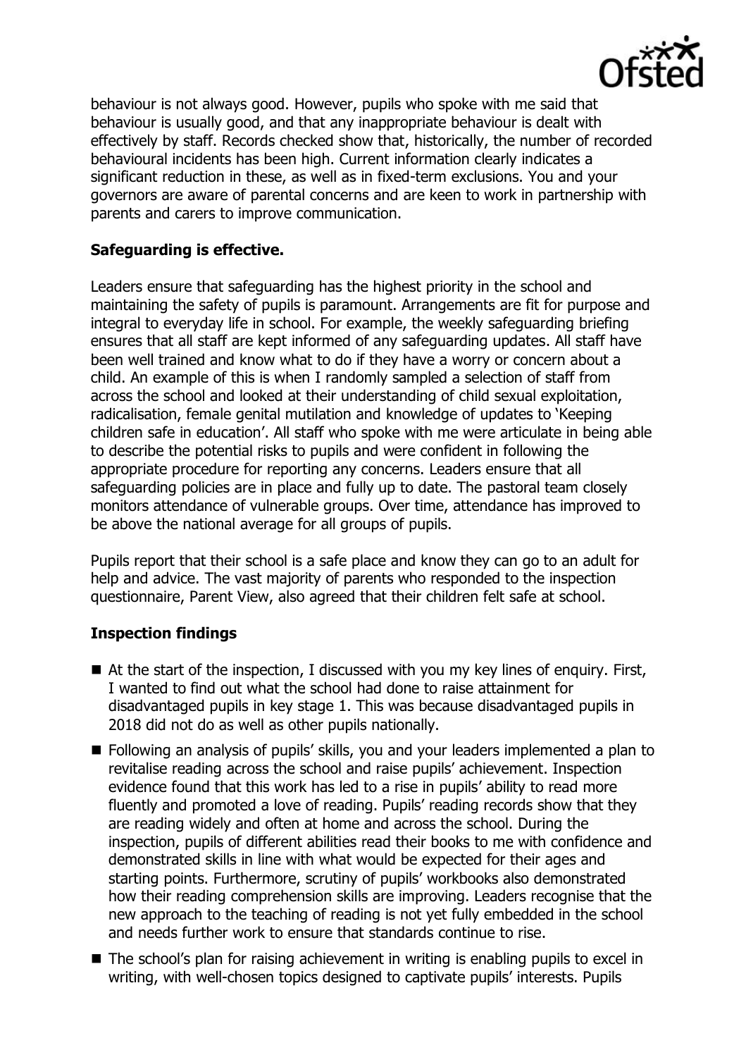behaviour is not always good. However, pupils who spoke with me said that behaviour is usually good, and that any inappropriate behaviour is dealt with effectively by staff. Records checked show that, historically, the number of recorded behavioural incidents has been high. Current information clearly indicates a significant reduction in these, as well as in fixed-term exclusions. You and your governors are aware of parental concerns and are keen to work in partnership with parents and carers to improve communication.

## Safeguarding is effective.

Leaders ensure that safeguarding has the highest priority in the school and maintaining the safety of pupils is paramount. Arrangements are fit for purpose and integral to everyday life in school. For example, the weekly safeguarding briefing ensures that all staff are kept informed of any safeguarding updates. All staff have been well trained and know what to do if they have a worry or concern about a child. An example of this is when I randomly sampled a selection of staff from across the school and looked at their understanding of child sexual exploitation, radicalisation, female genital mutilation and knowledge of updates to 'Keeping children safe in education'. All staff who spoke with me were articulate in being able to describe the potential risks to pupils and were confident in following the appropriate procedure for reporting any concerns. Leaders ensure that all safeguarding policies are in place and fully up to date. The pastoral team closely monitors attendance of vulnerable groups. Over time, attendance has improved to be above the national average for all groups of pupils.

Pupils report that their school is a safe place and know they can go to an adult for help and advice. The vast majority of parents who responded to the inspection questionnaire, Parent View, also agreed that their children felt safe at school.

## Inspection findings

- At the start of the inspection, I discussed with you my key lines of enquiry. First, I wanted to find out what the school had done to raise attainment for disadvantaged pupils in key stage 1. This was because disadvantaged pupils in 2018 did not do as well as other pupils nationally.
- Following an analysis of pupils' skills, you and your leaders implemented a plan to revitalise reading across the school and raise pupils' achievement. Inspection evidence found that this work has led to a rise in pupils' ability to read more fluently and promoted a love of reading. Pupils' reading records show that they are reading widely and often at home and across the school. During the inspection, pupils of different abilities read their books to me with confidence and demonstrated skills in line with what would be expected for their ages and starting points. Furthermore, scrutiny of pupils' workbooks also demonstrated how their reading comprehension skills are improving. Leaders recognise that the new approach to the teaching of reading is not yet fully embedded in the school and needs further work to ensure that standards continue to rise.
- The school's plan for raising achievement in writing is enabling pupils to excel in writing, with well-chosen topics designed to captivate pupils' interests. Pupils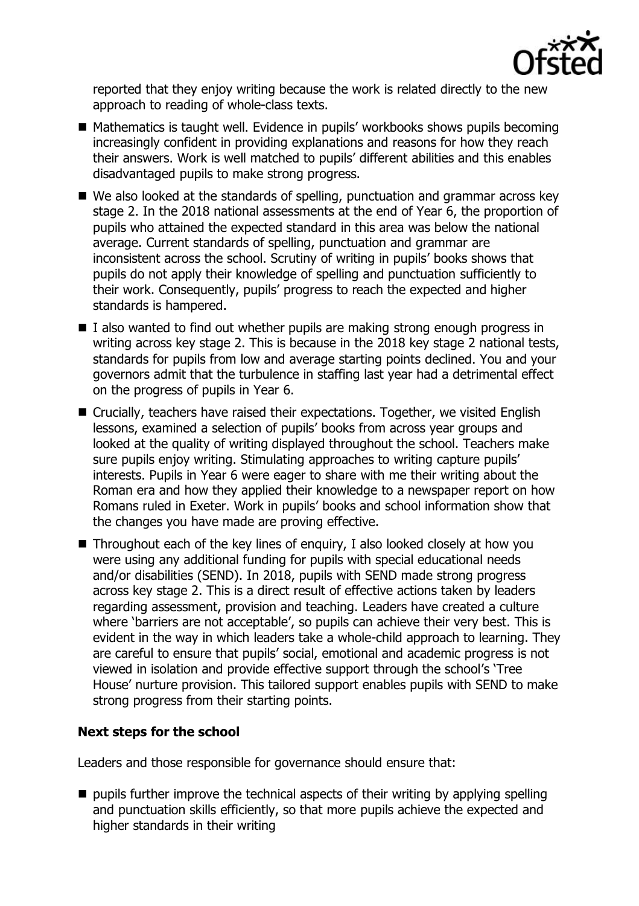reported that they enjoy writing because the work is related directly to the new approach to reading of whole-class texts.

- Mathematics is taught well. Evidence in pupils' workbooks shows pupils becoming increasingly confident in providing explanations and reasons for how they reach their answers. Work is well matched to pupils' different abilities and this enables disadvantaged pupils to make strong progress.
- We also looked at the standards of spelling, punctuation and grammar across key stage 2. In the 2018 national assessments at the end of Year 6, the proportion of pupils who attained the expected standard in this area was below the national average. Current standards of spelling, punctuation and grammar are inconsistent across the school. Scrutiny of writing in pupils' books shows that pupils do not apply their knowledge of spelling and punctuation sufficiently to their work. Consequently, pupils' progress to reach the expected and higher standards is hampered.
- I also wanted to find out whether pupils are making strong enough progress in writing across key stage 2. This is because in the 2018 key stage 2 national tests, standards for pupils from low and average starting points declined. You and your governors admit that the turbulence in staffing last year had a detrimental effect on the progress of pupils in Year 6.
- Crucially, teachers have raised their expectations. Together, we visited English lessons, examined a selection of pupils' books from across year groups and looked at the quality of writing displayed throughout the school. Teachers make sure pupils enjoy writing. Stimulating approaches to writing capture pupils' interests. Pupils in Year 6 were eager to share with me their writing about the Roman era and how they applied their knowledge to a newspaper report on how Romans ruled in Exeter. Work in pupils' books and school information show that the changes you have made are proving effective.
- Throughout each of the key lines of enquiry, I also looked closely at how you were using any additional funding for pupils with special educational needs and/or disabilities (SEND). In 2018, pupils with SEND made strong progress across key stage 2. This is a direct result of effective actions taken by leaders regarding assessment, provision and teaching. Leaders have created a culture where 'barriers are not acceptable', so pupils can achieve their very best. This is evident in the way in which leaders take a whole-child approach to learning. They are careful to ensure that pupils' social, emotional and academic progress is not viewed in isolation and provide effective support through the school's 'Tree House' nurture provision. This tailored support enables pupils with SEND to make strong progress from their starting points.

**Next steps for the school**

Leaders and those responsible for governance should ensure that:

- pupils further improve the technical aspects of their writing by applying spelling and punctuation skills efficiently, so that more pupils achieve the expected and higher standards in their writing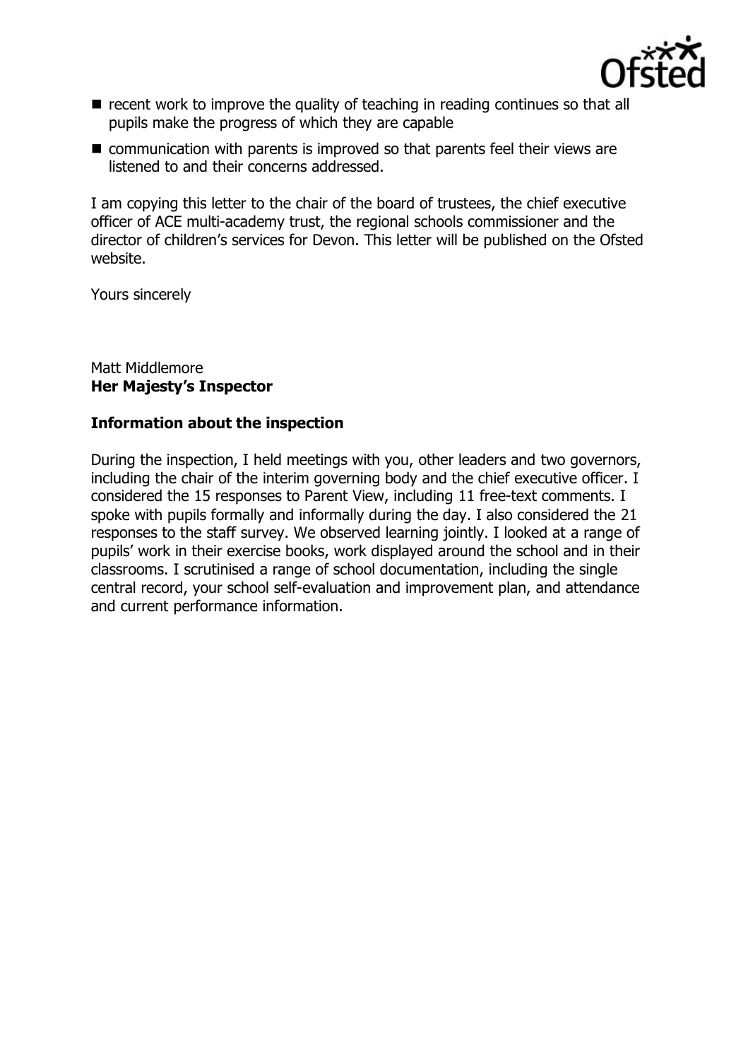- recent work to improve the quality of teaching in reading continues so that all pupils make the progress of which they are capable
- communication with parents is improved so that parents feel their views are listened to and their concerns addressed.

I am copying this letter to the chair of the board of trustees, the chief executive officer of ACE multi-academy trust, the regional schools commissioner and the director of children's services for Devon. This letter will be published on the Ofsted website.

Yours sincerely

Matt Middlemore
**Her Majesty's Inspector**

## Information about the inspection

During the inspection, I held meetings with you, other leaders and two governors, including the chair of the interim governing body and the chief executive officer. I considered the 15 responses to Parent View, including 11 free-text comments. I spoke with pupils formally and informally during the day. I also considered the 21 responses to the staff survey. We observed learning jointly. I looked at a range of pupils' work in their exercise books, work displayed around the school and in their classrooms. I scrutinised a range of school documentation, including the single central record, your school self-evaluation and improvement plan, and attendance and current performance information.